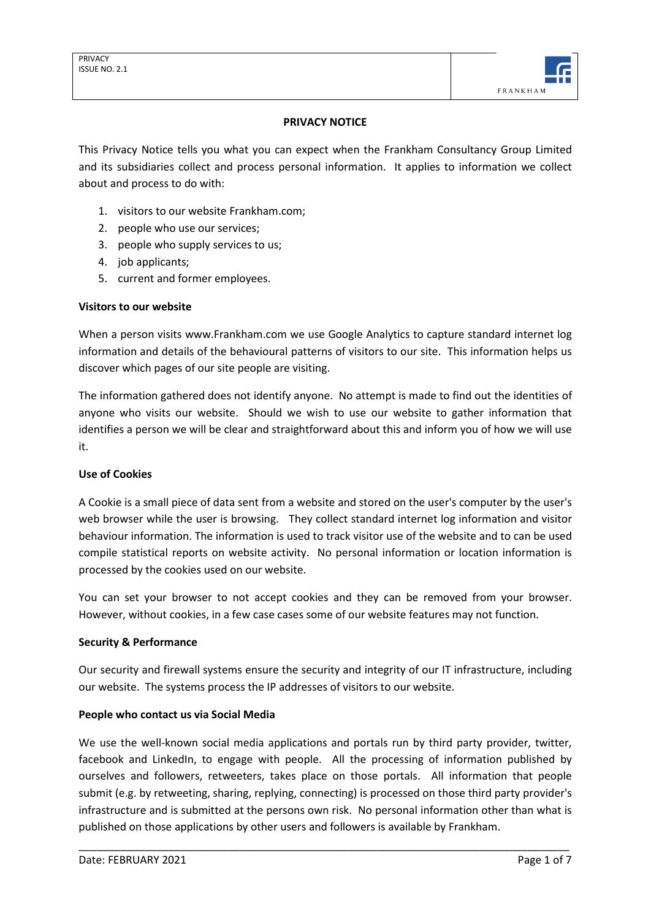# PRIVACY NOTICE

This Privacy Notice tells you what you can expect when the Frankham Consultancy Group Limited and its subsidiaries collect and process personal information. It applies to information we collect about and process to do with:

1. visitors to our website Frankham.com;
2. people who use our services;
3. people who supply services to us;
4. job applicants;
5. current and former employees.

## Visitors to our website

When a person visits www.Frankham.com we use Google Analytics to capture standard internet log information and details of the behavioural patterns of visitors to our site. This information helps us discover which pages of our site people are visiting.

The information gathered does not identify anyone. No attempt is made to find out the identities of anyone who visits our website. Should we wish to use our website to gather information that identifies a person we will be clear and straightforward about this and inform you of how we will use it.

## Use of Cookies

A Cookie is a small piece of data sent from a website and stored on the user's computer by the user's web browser while the user is browsing. They collect standard internet log information and visitor behaviour information. The information is used to track visitor use of the website and to can be used compile statistical reports on website activity. No personal information or location information is processed by the cookies used on our website.

You can set your browser to not accept cookies and they can be removed from your browser. However, without cookies, in a few case cases some of our website features may not function.

## Security & Performance

Our security and firewall systems ensure the security and integrity of our IT infrastructure, including our website. The systems process the IP addresses of visitors to our website.

## People who contact us via Social Media

We use the well-known social media applications and portals run by third party provider, twitter, facebook and LinkedIn, to engage with people. All the processing of information published by ourselves and followers, retweeters, takes place on those portals. All information that people submit (e.g. by retweeting, sharing, replying, connecting) is processed on those third party provider's infrastructure and is submitted at the persons own risk. No personal information other than what is published on those applications by other users and followers is available by Frankham.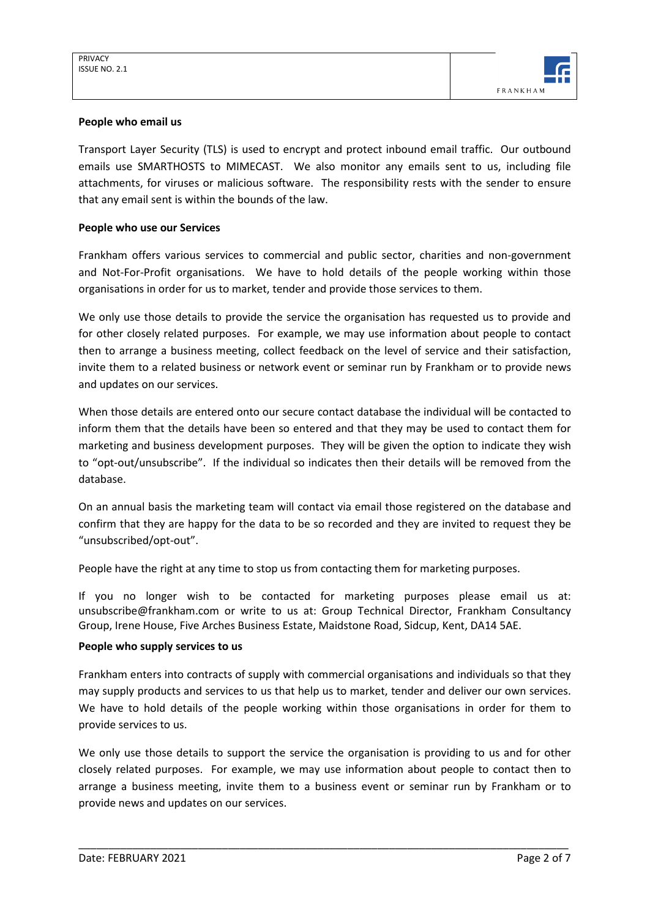**People who email us**

Transport Layer Security (TLS) is used to encrypt and protect inbound email traffic. Our outbound emails use SMARTHOSTS to MIMECAST. We also monitor any emails sent to us, including file attachments, for viruses or malicious software. The responsibility rests with the sender to ensure that any email sent is within the bounds of the law.

**People who use our Services**

Frankham offers various services to commercial and public sector, charities and non-government and Not-For-Profit organisations. We have to hold details of the people working within those organisations in order for us to market, tender and provide those services to them.

We only use those details to provide the service the organisation has requested us to provide and for other closely related purposes. For example, we may use information about people to contact then to arrange a business meeting, collect feedback on the level of service and their satisfaction, invite them to a related business or network event or seminar run by Frankham or to provide news and updates on our services.

When those details are entered onto our secure contact database the individual will be contacted to inform them that the details have been so entered and that they may be used to contact them for marketing and business development purposes. They will be given the option to indicate they wish to "opt-out/unsubscribe". If the individual so indicates then their details will be removed from the database.

On an annual basis the marketing team will contact via email those registered on the database and confirm that they are happy for the data to be so recorded and they are invited to request they be "unsubscribed/opt-out".

People have the right at any time to stop us from contacting them for marketing purposes.

If you no longer wish to be contacted for marketing purposes please email us at: unsubscribe@frankham.com or write to us at: Group Technical Director, Frankham Consultancy Group, Irene House, Five Arches Business Estate, Maidstone Road, Sidcup, Kent, DA14 5AE.

**People who supply services to us**

Frankham enters into contracts of supply with commercial organisations and individuals so that they may supply products and services to us that help us to market, tender and deliver our own services. We have to hold details of the people working within those organisations in order for them to provide services to us.

We only use those details to support the service the organisation is providing to us and for other closely related purposes. For example, we may use information about people to contact then to arrange a business meeting, invite them to a business event or seminar run by Frankham or to provide news and updates on our services.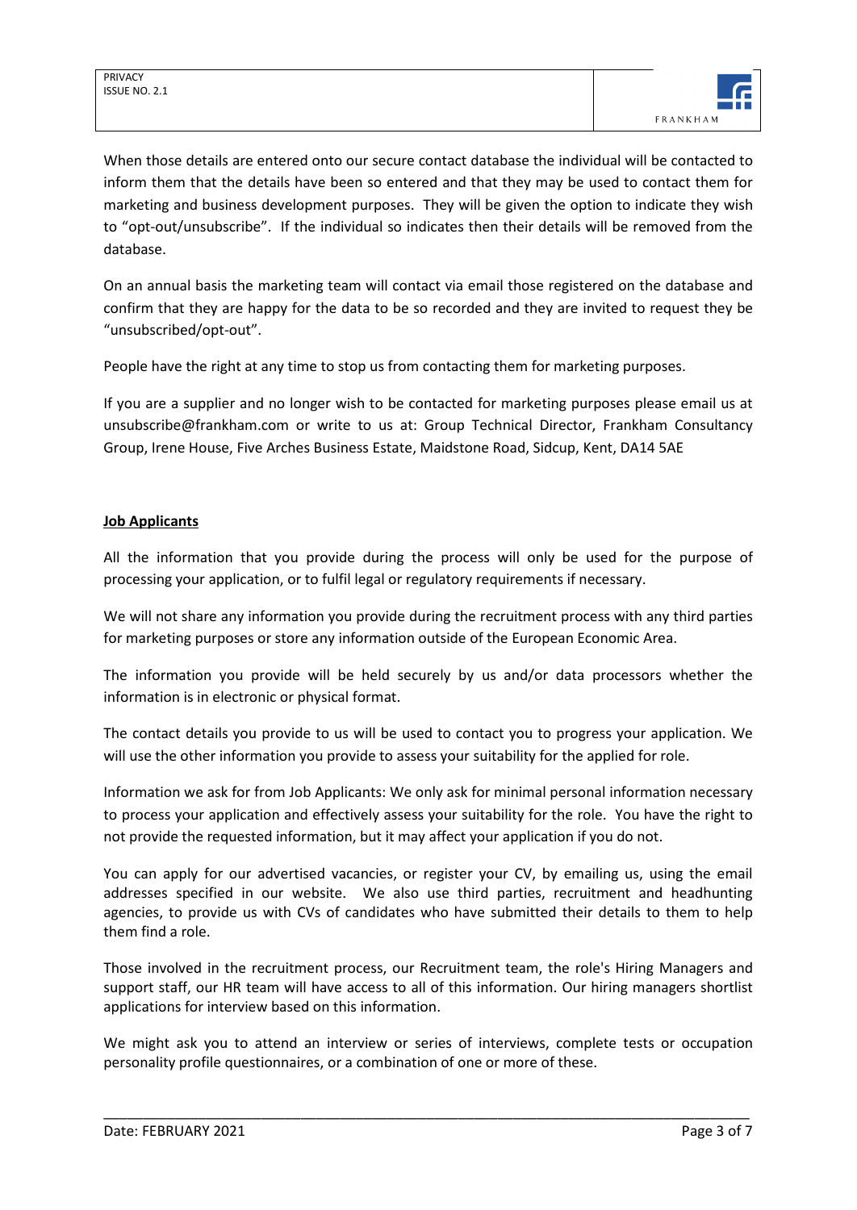When those details are entered onto our secure contact database the individual will be contacted to inform them that the details have been so entered and that they may be used to contact them for marketing and business development purposes. They will be given the option to indicate they wish to "opt-out/unsubscribe". If the individual so indicates then their details will be removed from the database.

On an annual basis the marketing team will contact via email those registered on the database and confirm that they are happy for the data to be so recorded and they are invited to request they be "unsubscribed/opt-out".

People have the right at any time to stop us from contacting them for marketing purposes.

If you are a supplier and no longer wish to be contacted for marketing purposes please email us at unsubscribe@frankham.com or write to us at: Group Technical Director, Frankham Consultancy Group, Irene House, Five Arches Business Estate, Maidstone Road, Sidcup, Kent, DA14 5AE

**Job Applicants**

All the information that you provide during the process will only be used for the purpose of processing your application, or to fulfil legal or regulatory requirements if necessary.

We will not share any information you provide during the recruitment process with any third parties for marketing purposes or store any information outside of the European Economic Area.

The information you provide will be held securely by us and/or data processors whether the information is in electronic or physical format.

The contact details you provide to us will be used to contact you to progress your application. We will use the other information you provide to assess your suitability for the applied for role.

Information we ask for from Job Applicants: We only ask for minimal personal information necessary to process your application and effectively assess your suitability for the role. You have the right to not provide the requested information, but it may affect your application if you do not.

You can apply for our advertised vacancies, or register your CV, by emailing us, using the email addresses specified in our website. We also use third parties, recruitment and headhunting agencies, to provide us with CVs of candidates who have submitted their details to them to help them find a role.

Those involved in the recruitment process, our Recruitment team, the role's Hiring Managers and support staff, our HR team will have access to all of this information. Our hiring managers shortlist applications for interview based on this information.

We might ask you to attend an interview or series of interviews, complete tests or occupation personality profile questionnaires, or a combination of one or more of these.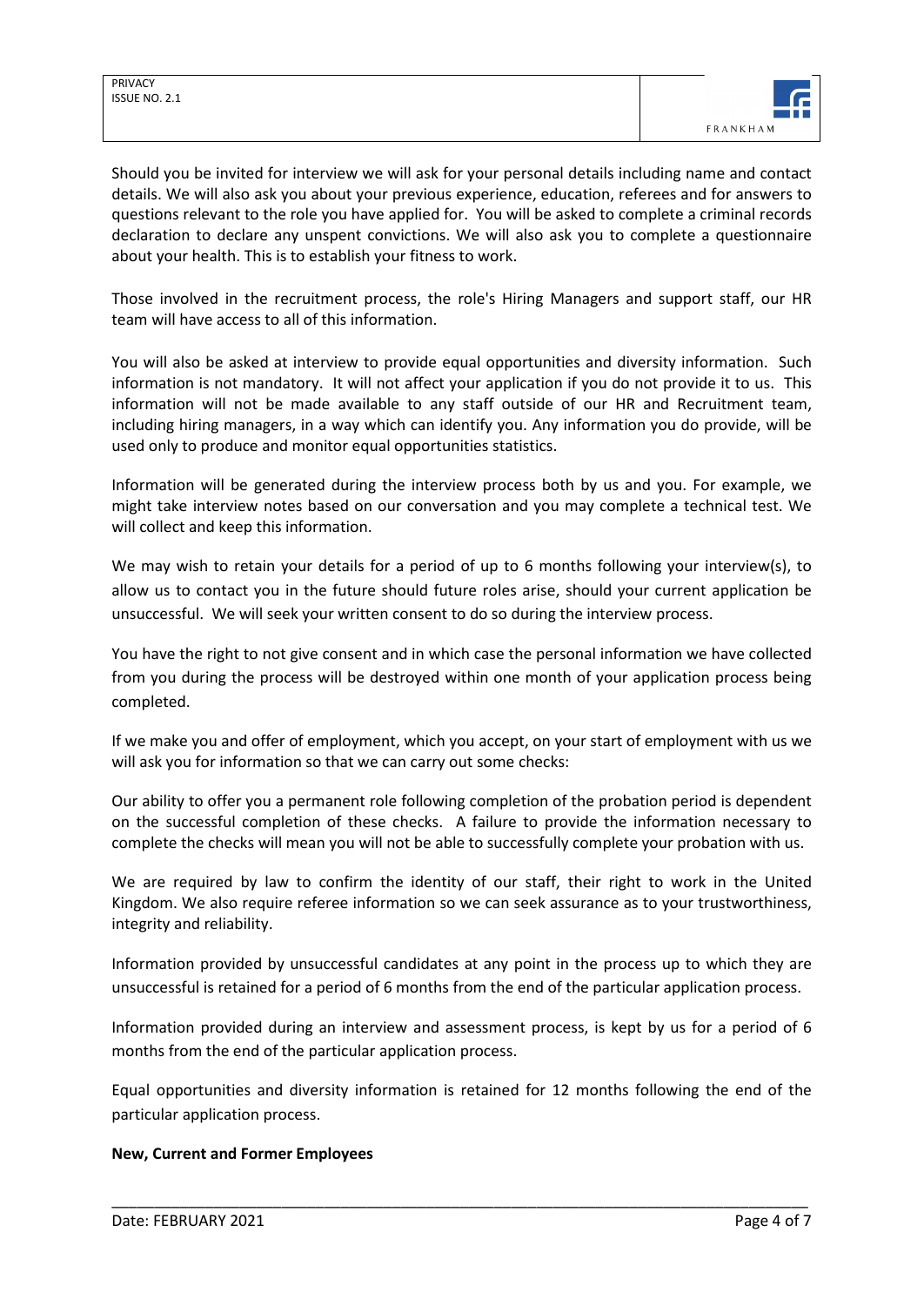Should you be invited for interview we will ask for your personal details including name and contact details. We will also ask you about your previous experience, education, referees and for answers to questions relevant to the role you have applied for. You will be asked to complete a criminal records declaration to declare any unspent convictions. We will also ask you to complete a questionnaire about your health. This is to establish your fitness to work.

Those involved in the recruitment process, the role's Hiring Managers and support staff, our HR team will have access to all of this information.

You will also be asked at interview to provide equal opportunities and diversity information. Such information is not mandatory. It will not affect your application if you do not provide it to us. This information will not be made available to any staff outside of our HR and Recruitment team, including hiring managers, in a way which can identify you. Any information you do provide, will be used only to produce and monitor equal opportunities statistics.

Information will be generated during the interview process both by us and you. For example, we might take interview notes based on our conversation and you may complete a technical test. We will collect and keep this information.

We may wish to retain your details for a period of up to 6 months following your interview(s), to allow us to contact you in the future should future roles arise, should your current application be unsuccessful. We will seek your written consent to do so during the interview process.

You have the right to not give consent and in which case the personal information we have collected from you during the process will be destroyed within one month of your application process being completed.

If we make you and offer of employment, which you accept, on your start of employment with us we will ask you for information so that we can carry out some checks:

Our ability to offer you a permanent role following completion of the probation period is dependent on the successful completion of these checks. A failure to provide the information necessary to complete the checks will mean you will not be able to successfully complete your probation with us.

We are required by law to confirm the identity of our staff, their right to work in the United Kingdom. We also require referee information so we can seek assurance as to your trustworthiness, integrity and reliability.

Information provided by unsuccessful candidates at any point in the process up to which they are unsuccessful is retained for a period of 6 months from the end of the particular application process.

Information provided during an interview and assessment process, is kept by us for a period of 6 months from the end of the particular application process.

Equal opportunities and diversity information is retained for 12 months following the end of the particular application process.

**New, Current and Former Employees**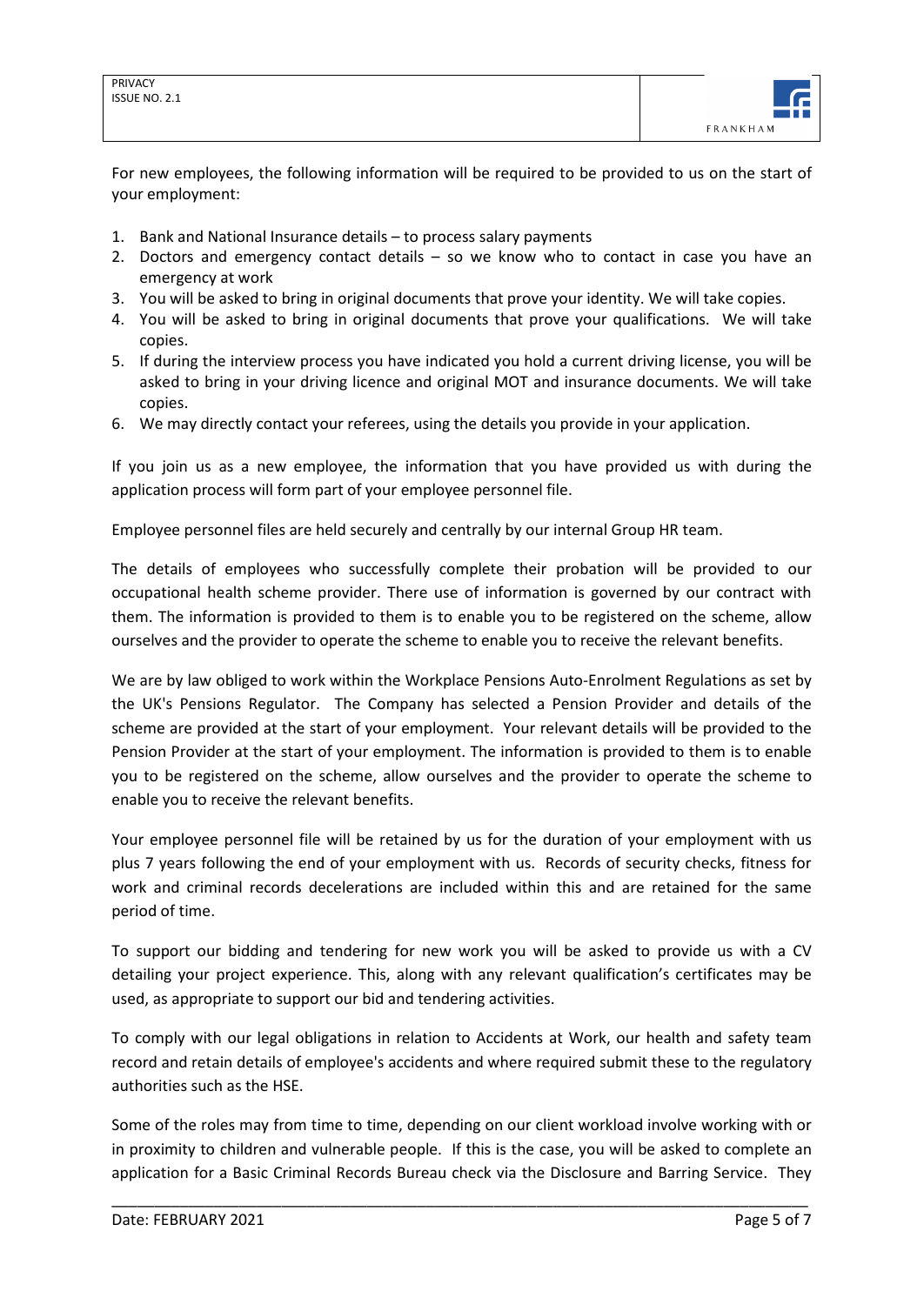For new employees, the following information will be required to be provided to us on the start of your employment:

1. Bank and National Insurance details – to process salary payments
2. Doctors and emergency contact details – so we know who to contact in case you have an emergency at work
3. You will be asked to bring in original documents that prove your identity. We will take copies.
4. You will be asked to bring in original documents that prove your qualifications. We will take copies.
5. If during the interview process you have indicated you hold a current driving license, you will be asked to bring in your driving licence and original MOT and insurance documents. We will take copies.
6. We may directly contact your referees, using the details you provide in your application.

If you join us as a new employee, the information that you have provided us with during the application process will form part of your employee personnel file.

Employee personnel files are held securely and centrally by our internal Group HR team.

The details of employees who successfully complete their probation will be provided to our occupational health scheme provider. There use of information is governed by our contract with them. The information is provided to them is to enable you to be registered on the scheme, allow ourselves and the provider to operate the scheme to enable you to receive the relevant benefits.

We are by law obliged to work within the Workplace Pensions Auto-Enrolment Regulations as set by the UK's Pensions Regulator. The Company has selected a Pension Provider and details of the scheme are provided at the start of your employment. Your relevant details will be provided to the Pension Provider at the start of your employment. The information is provided to them is to enable you to be registered on the scheme, allow ourselves and the provider to operate the scheme to enable you to receive the relevant benefits.

Your employee personnel file will be retained by us for the duration of your employment with us plus 7 years following the end of your employment with us. Records of security checks, fitness for work and criminal records decelerations are included within this and are retained for the same period of time.

To support our bidding and tendering for new work you will be asked to provide us with a CV detailing your project experience. This, along with any relevant qualification's certificates may be used, as appropriate to support our bid and tendering activities.

To comply with our legal obligations in relation to Accidents at Work, our health and safety team record and retain details of employee's accidents and where required submit these to the regulatory authorities such as the HSE.

Some of the roles may from time to time, depending on our client workload involve working with or in proximity to children and vulnerable people. If this is the case, you will be asked to complete an application for a Basic Criminal Records Bureau check via the Disclosure and Barring Service. They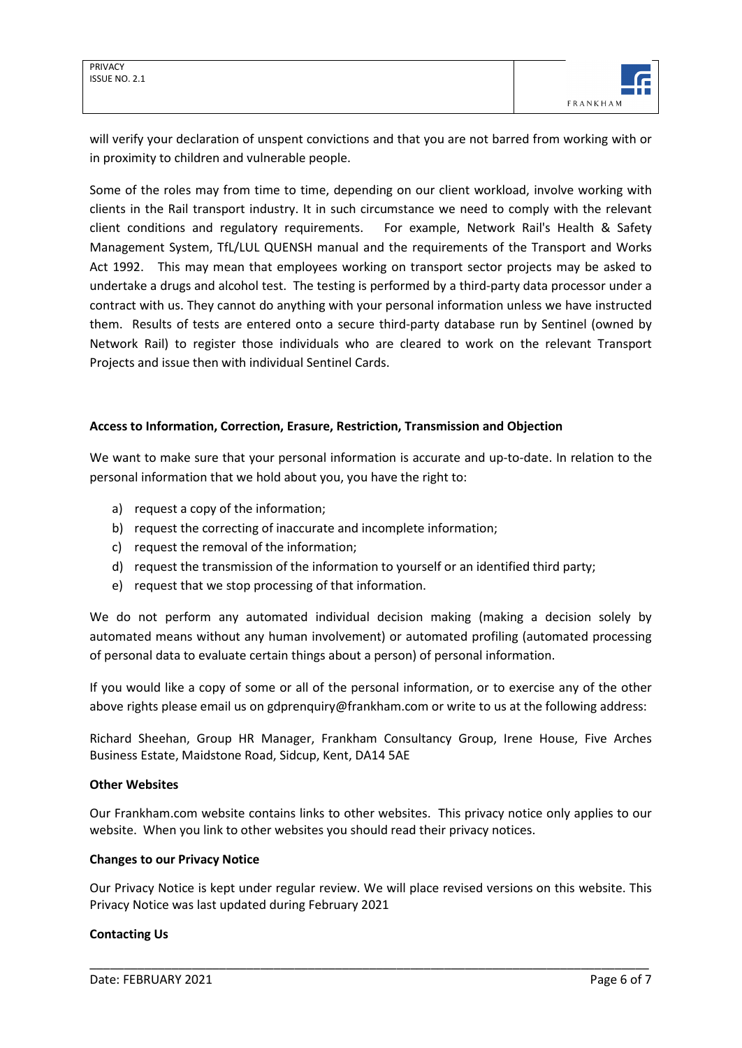will verify your declaration of unspent convictions and that you are not barred from working with or in proximity to children and vulnerable people.

Some of the roles may from time to time, depending on our client workload, involve working with clients in the Rail transport industry. It in such circumstance we need to comply with the relevant client conditions and regulatory requirements. For example, Network Rail's Health & Safety Management System, TfL/LUL QUENSH manual and the requirements of the Transport and Works Act 1992. This may mean that employees working on transport sector projects may be asked to undertake a drugs and alcohol test. The testing is performed by a third-party data processor under a contract with us. They cannot do anything with your personal information unless we have instructed them. Results of tests are entered onto a secure third-party database run by Sentinel (owned by Network Rail) to register those individuals who are cleared to work on the relevant Transport Projects and issue then with individual Sentinel Cards.

**Access to Information, Correction, Erasure, Restriction, Transmission and Objection**

We want to make sure that your personal information is accurate and up-to-date. In relation to the personal information that we hold about you, you have the right to:

a) request a copy of the information;
b) request the correcting of inaccurate and incomplete information;
c) request the removal of the information;
d) request the transmission of the information to yourself or an identified third party;
e) request that we stop processing of that information.

We do not perform any automated individual decision making (making a decision solely by automated means without any human involvement) or automated profiling (automated processing of personal data to evaluate certain things about a person) of personal information.

If you would like a copy of some or all of the personal information, or to exercise any of the other above rights please email us on gdprenquiry@frankham.com or write to us at the following address:

Richard Sheehan, Group HR Manager, Frankham Consultancy Group, Irene House, Five Arches Business Estate, Maidstone Road, Sidcup, Kent, DA14 5AE

**Other Websites**

Our Frankham.com website contains links to other websites. This privacy notice only applies to our website. When you link to other websites you should read their privacy notices.

**Changes to our Privacy Notice**

Our Privacy Notice is kept under regular review. We will place revised versions on this website. This Privacy Notice was last updated during February 2021

**Contacting Us**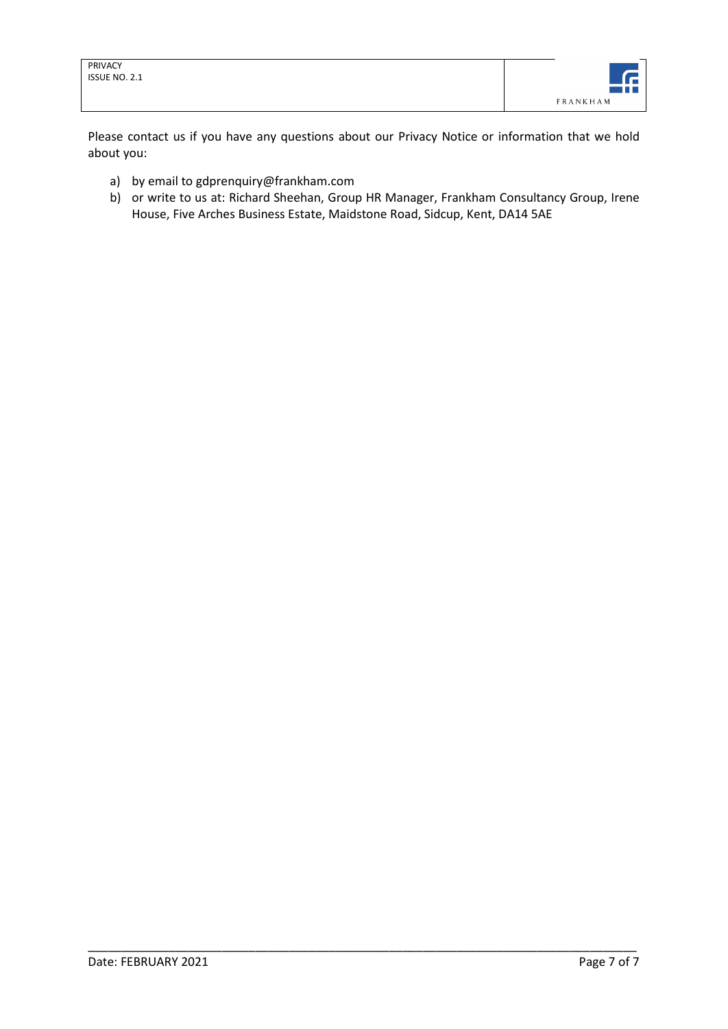Please contact us if you have any questions about our Privacy Notice or information that we hold about you:

a) by email to gdprenquiry@frankham.com
b) or write to us at: Richard Sheehan, Group HR Manager, Frankham Consultancy Group, Irene House, Five Arches Business Estate, Maidstone Road, Sidcup, Kent, DA14 5AE